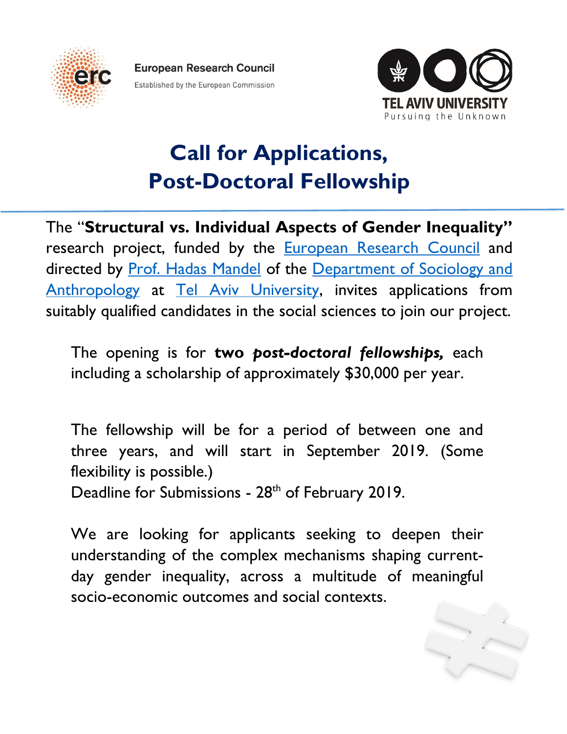European Research Council

Established by the European Commission

TEL AVIV UNIVERSITY

Pursuing the Unknown

# Call for Applications, Post-Doctoral Fellowship

The "**Structural vs. Individual Aspects of Gender Inequality"** research project, funded by the European Research Council and directed by Prof. Hadas Mandel of the Department of Sociology and Anthropology at Tel Aviv University, invites applications from suitably qualified candidates in the social sciences to join our project.

The opening is for **two *post-doctoral fellowships,*** each including a scholarship of approximately $30,000 per year.

The fellowship will be for a period of between one and three years, and will start in September 2019. (Some flexibility is possible.)

Deadline for Submissions - 28th of February 2019.

We are looking for applicants seeking to deepen their understanding of the complex mechanisms shaping current-day gender inequality, across a multitude of meaningful socio-economic outcomes and social contexts.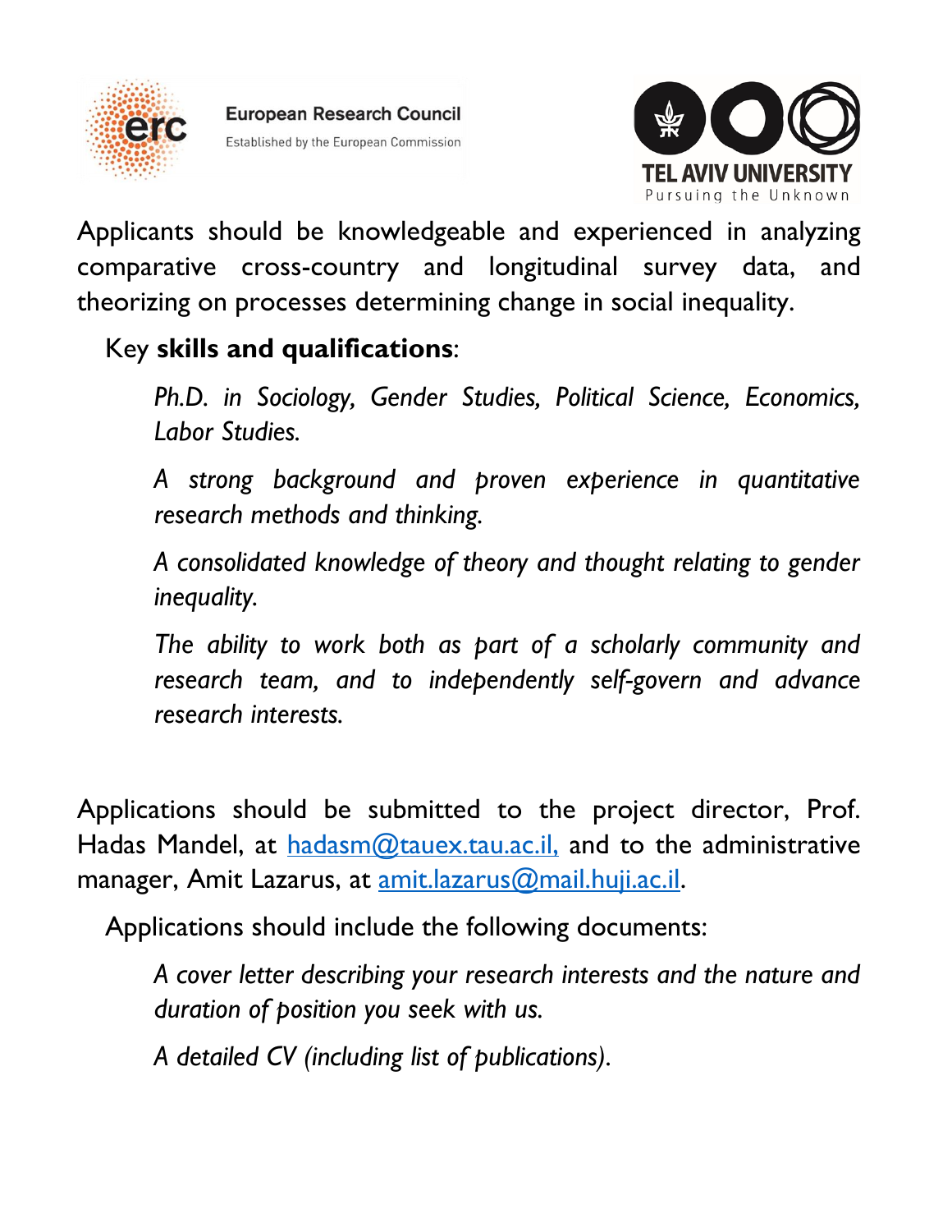Applicants should be knowledgeable and experienced in analyzing comparative cross-country and longitudinal survey data, and theorizing on processes determining change in social inequality.

Key **skills and qualifications**:

*Ph.D. in Sociology, Gender Studies, Political Science, Economics, Labor Studies.*

*A strong background and proven experience in quantitative research methods and thinking.*

*A consolidated knowledge of theory and thought relating to gender inequality.*

*The ability to work both as part of a scholarly community and research team, and to independently self-govern and advance research interests.*

Applications should be submitted to the project director, Prof. Hadas Mandel, at hadasm@tauex.tau.ac.il, and to the administrative manager, Amit Lazarus, at amit.lazarus@mail.huji.ac.il.

Applications should include the following documents:

*A cover letter describing your research interests and the nature and duration of position you seek with us.*

*A detailed CV (including list of publications).*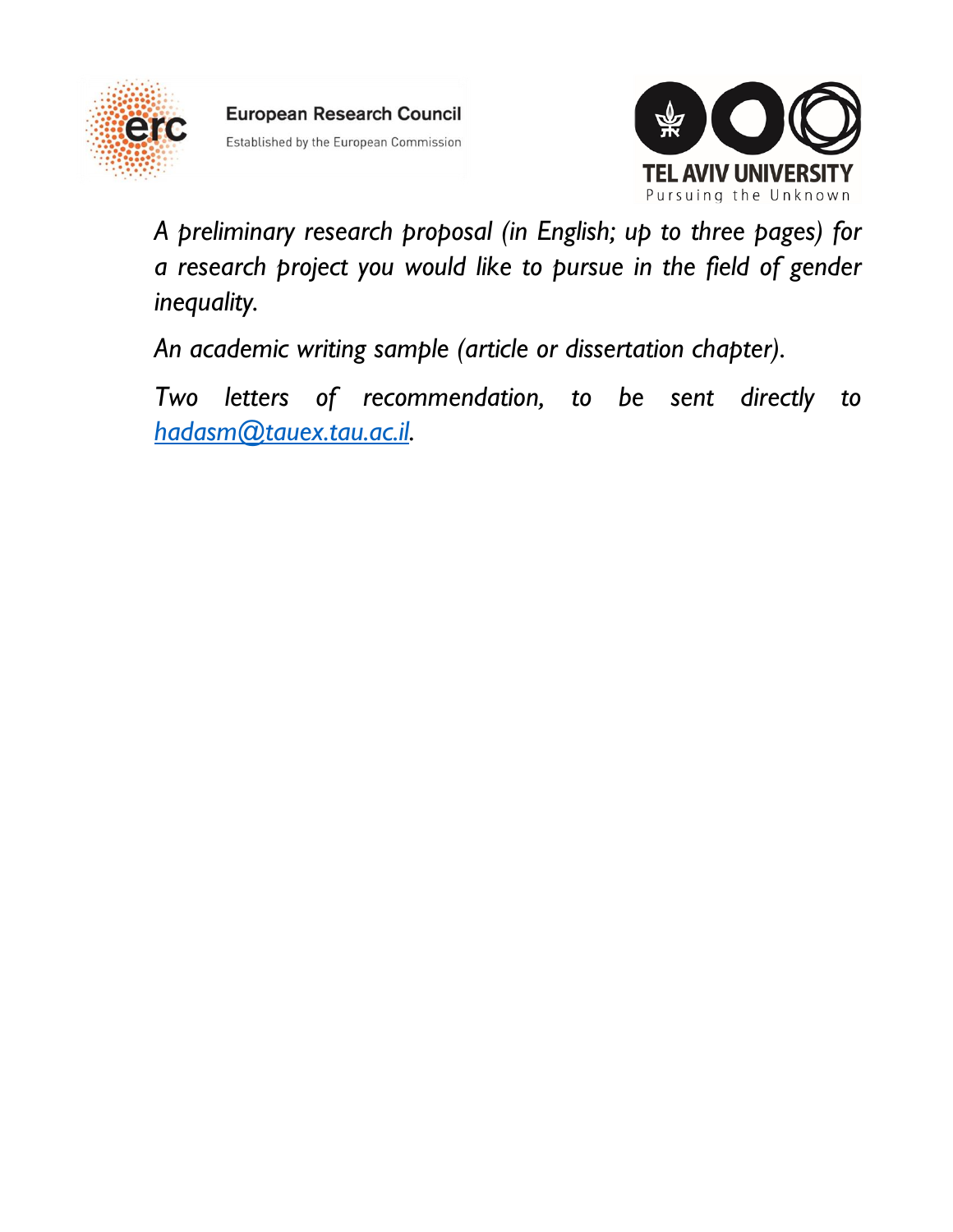European Research Council

Established by the European Commission

TEL AVIV UNIVERSITY

Pursuing the Unknown

*A preliminary research proposal (in English; up to three pages) for a research project you would like to pursue in the field of gender inequality.*

*An academic writing sample (article or dissertation chapter).*

*Two letters of recommendation, to be sent directly to [hadasm@tauex.tau.ac.il](mailto:hadasm@tauex.tau.ac.il).*